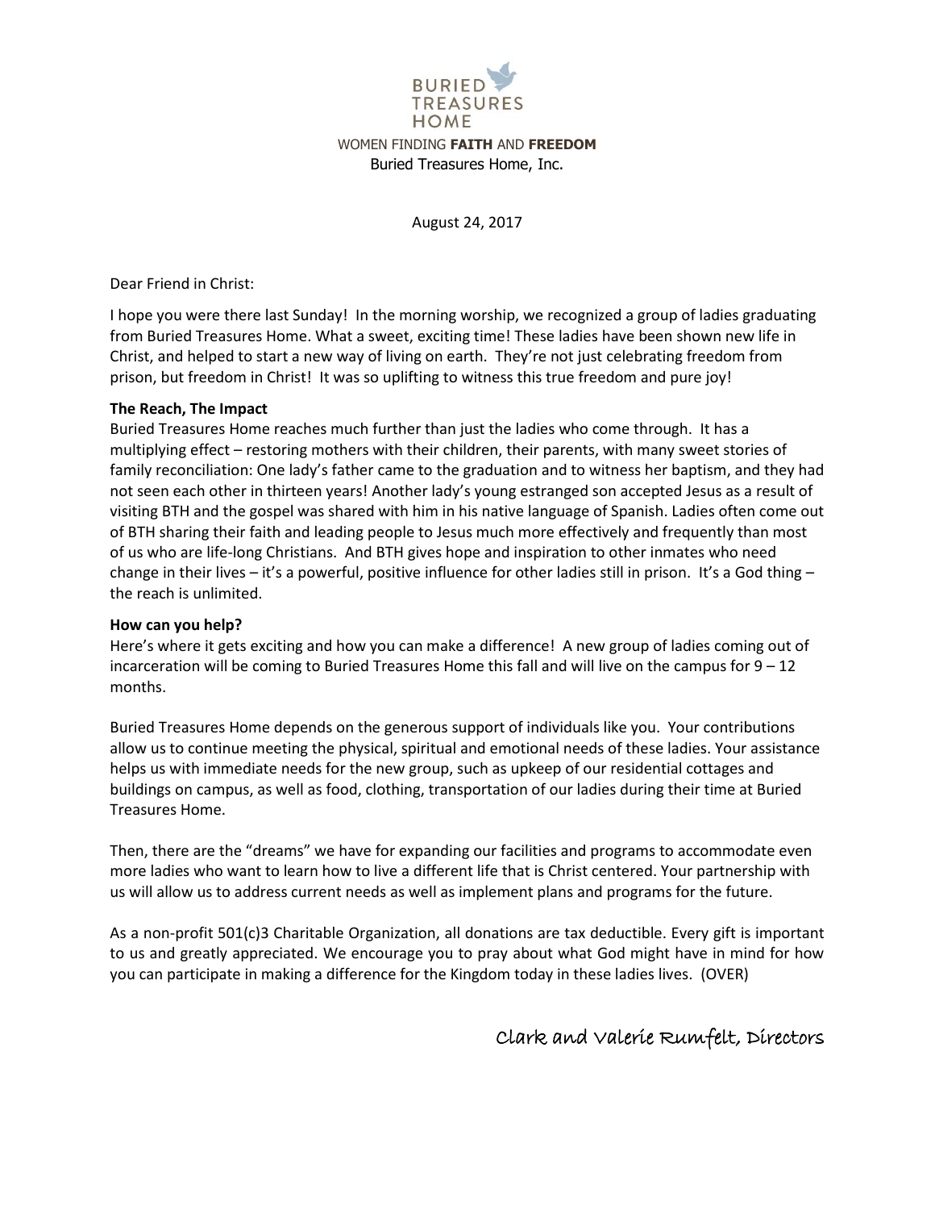BURIED TREASURES HOME

WOMEN FINDING **FAITH** AND **FREEDOM**

Buried Treasures Home, Inc.

August 24, 2017

Dear Friend in Christ:

I hope you were there last Sunday! In the morning worship, we recognized a group of ladies graduating from Buried Treasures Home. What a sweet, exciting time! These ladies have been shown new life in Christ, and helped to start a new way of living on earth. They're not just celebrating freedom from prison, but freedom in Christ! It was so uplifting to witness this true freedom and pure joy!

**The Reach, The Impact**

Buried Treasures Home reaches much further than just the ladies who come through. It has a multiplying effect – restoring mothers with their children, their parents, with many sweet stories of family reconciliation: One lady's father came to the graduation and to witness her baptism, and they had not seen each other in thirteen years! Another lady's young estranged son accepted Jesus as a result of visiting BTH and the gospel was shared with him in his native language of Spanish. Ladies often come out of BTH sharing their faith and leading people to Jesus much more effectively and frequently than most of us who are life-long Christians. And BTH gives hope and inspiration to other inmates who need change in their lives – it's a powerful, positive influence for other ladies still in prison. It's a God thing – the reach is unlimited.

**How can you help?**

Here's where it gets exciting and how you can make a difference! A new group of ladies coming out of incarceration will be coming to Buried Treasures Home this fall and will live on the campus for 9 – 12 months.

Buried Treasures Home depends on the generous support of individuals like you. Your contributions allow us to continue meeting the physical, spiritual and emotional needs of these ladies. Your assistance helps us with immediate needs for the new group, such as upkeep of our residential cottages and buildings on campus, as well as food, clothing, transportation of our ladies during their time at Buried Treasures Home.

Then, there are the "dreams" we have for expanding our facilities and programs to accommodate even more ladies who want to learn how to live a different life that is Christ centered. Your partnership with us will allow us to address current needs as well as implement plans and programs for the future.

As a non-profit 501(c)3 Charitable Organization, all donations are tax deductible. Every gift is important to us and greatly appreciated. We encourage you to pray about what God might have in mind for how you can participate in making a difference for the Kingdom today in these ladies lives. (OVER)

Clark and Valerie Rumfelt, Directors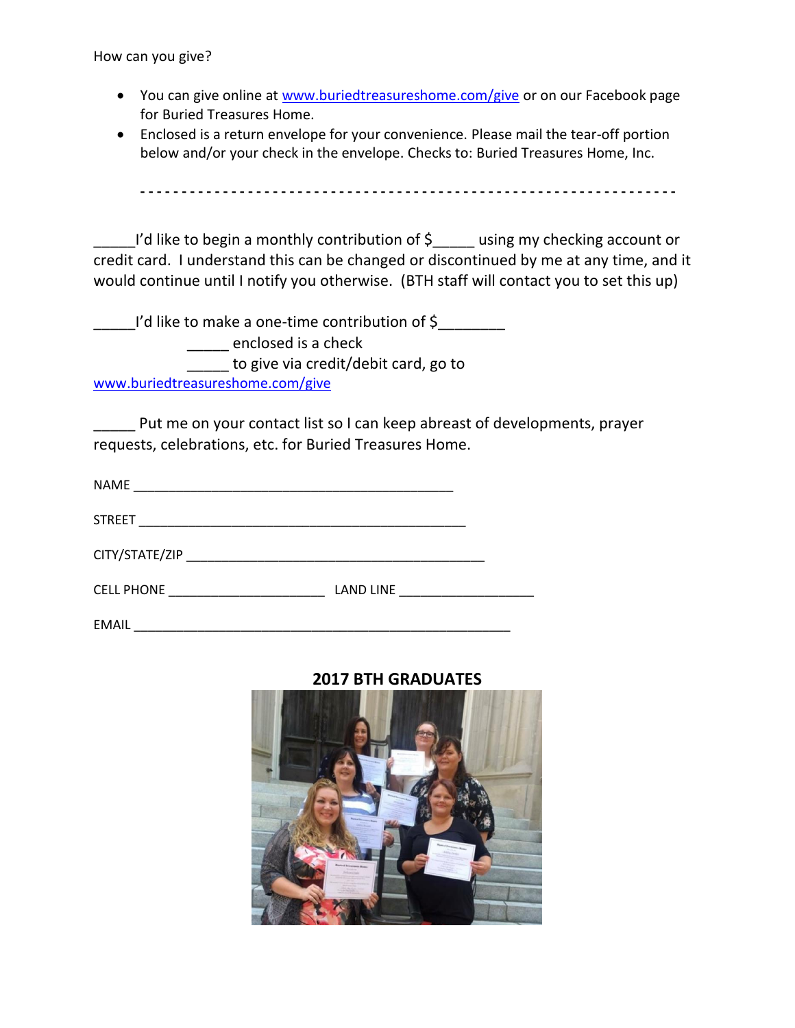How can you give?

- You can give online at www.buriedtreasureshome.com/give or on our Facebook page for Buried Treasures Home.
- Enclosed is a return envelope for your convenience. Please mail the tear-off portion below and/or your check in the envelope. Checks to: Buried Treasures Home, Inc.

- - - - - - - - - - - - - - - - - - - - - - - - - - - - - - - - - - - - - - - - - - - - - - - - - - - - - - - - - - - - - - -

_____I'd like to begin a monthly contribution of $_____ using my checking account or credit card. I understand this can be changed or discontinued by me at any time, and it would continue until I notify you otherwise. (BTH staff will contact you to set this up)

_____I'd like to make a one-time contribution of $________

_____ enclosed is a check

_____ to give via credit/debit card, go to www.buriedtreasureshome.com/give

_____ Put me on your contact list so I can keep abreast of developments, prayer requests, celebrations, etc. for Buried Treasures Home.

NAME ____________________________________________

STREET ____________________________________________

CITY/STATE/ZIP ________________________________________

CELL PHONE _____________________ LAND LINE __________________

EMAIL ____________________________________________________

**2017 BTH GRADUATES**